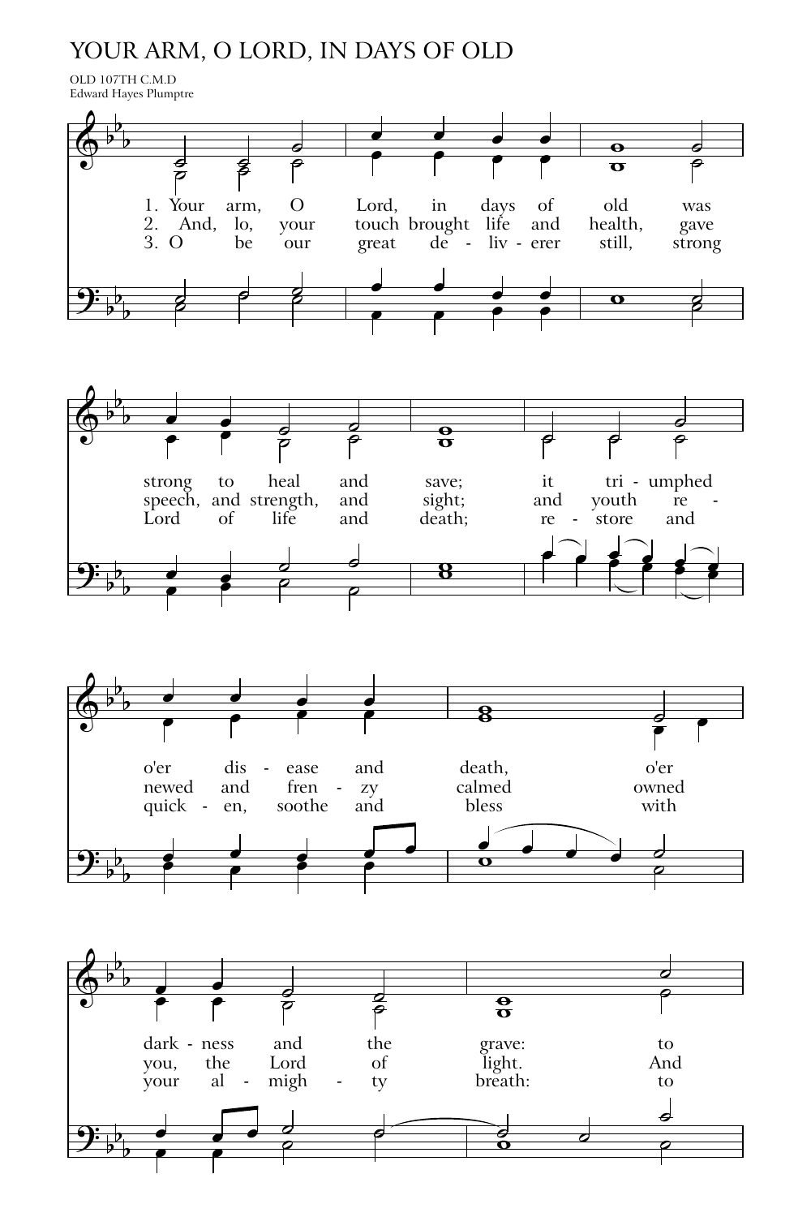# YOUR ARM, O LORD, IN DAYS OF OLD

OLD 107TH C.M.D
Edward Hayes Plumptre

1. Your arm, O Lord, in days of old was strong to heal and save; it tri - umphed o'er dis - ease and death, o'er dark - ness and the grave: to
2. And, lo, your touch brought life and health, gave speech, and strength, and sight; and youth re - newed and fren - zy calmed owned you, the Lord of light. And
3. O be our great de - liv - erer still, strong Lord of life and death; re - store and quick - en, soothe and bless with your al - migh - ty breath: to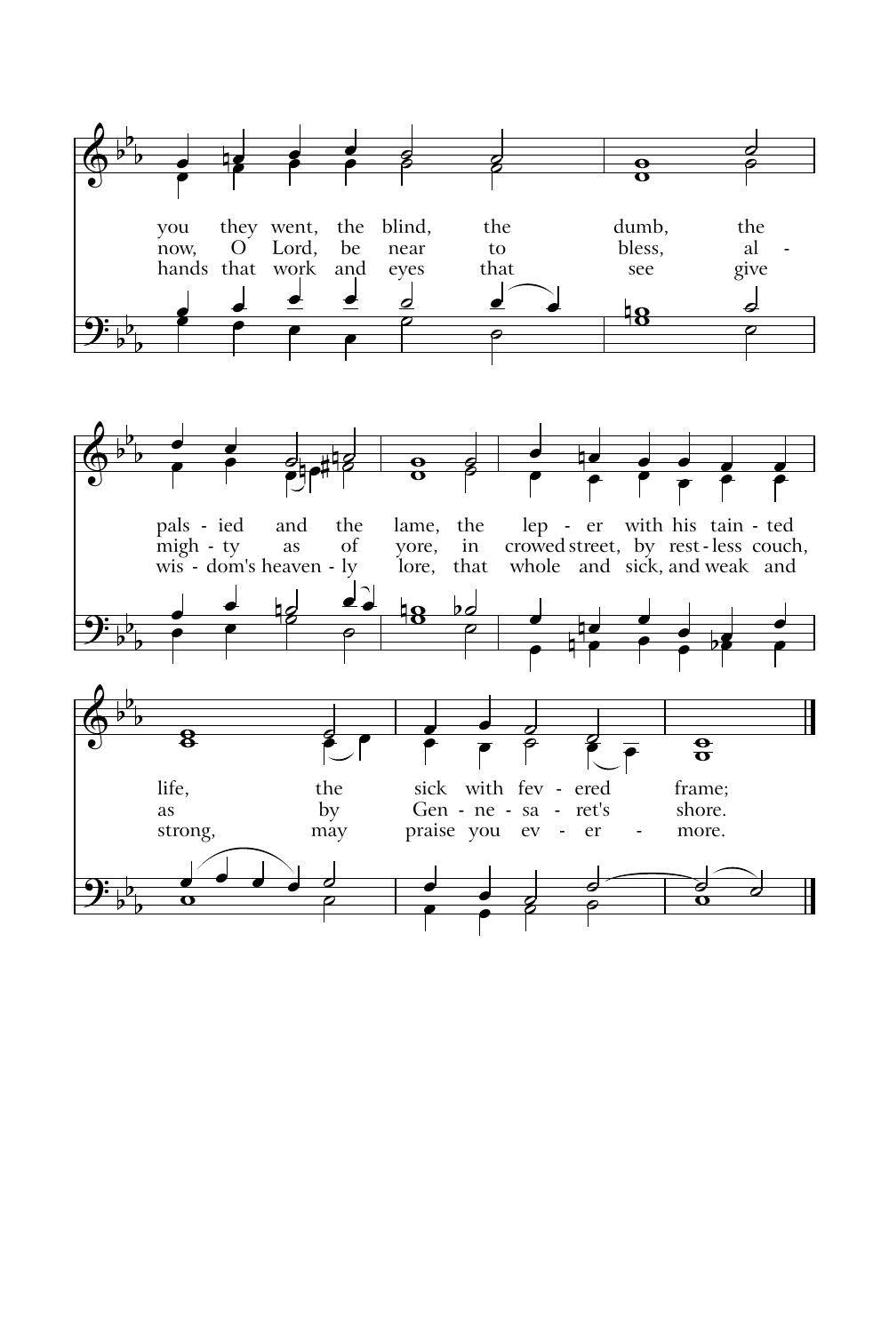you they went, the blind, the dumb, the
now, O Lord, be near to bless, al -
hands that work and eyes that see give

pals - ied and the lame, the lep - er with his tain - ted
migh - ty as of yore, in crowed street, by rest - less couch,
wis - dom's heaven - ly lore, that whole and sick, and weak and

life, the sick with fev - ered frame;
as by Gen - ne - sa - ret's shore.
strong, may praise you ev - er - more.